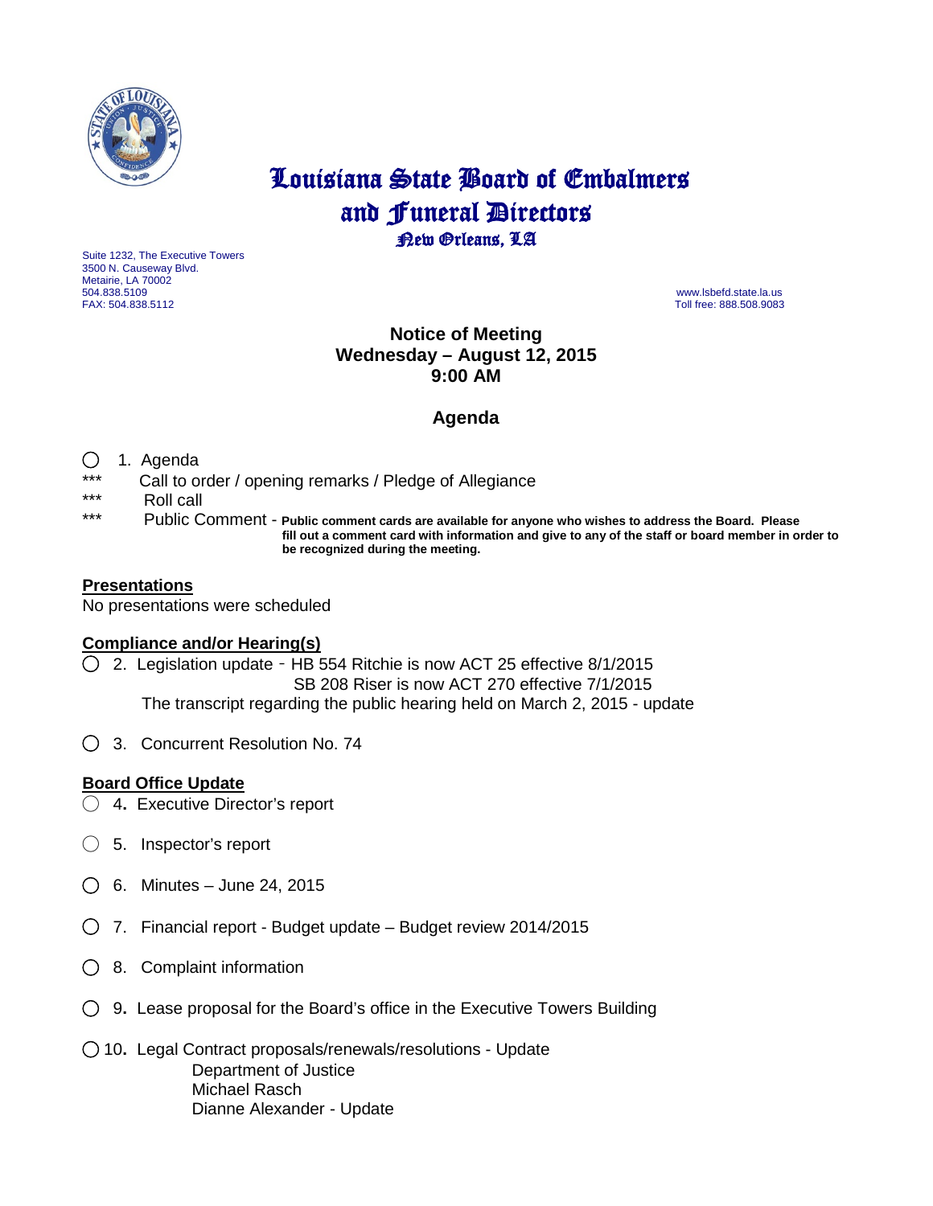# Louisiana State Board of Embalmers and Funeral Directors

New Orleans, LA

Suite 1232, The Executive Towers
3500 N. Causeway Blvd.
Metairie, LA 70002
504.838.5109
FAX: 504.838.5112

www.lsbefd.state.la.us
Toll free: 888.508.9083

## Notice of Meeting
## Wednesday – August 12, 2015
## 9:00 AM

## Agenda

○ 1. Agenda

*** Call to order / opening remarks / Pledge of Allegiance

*** Roll call

*** Public Comment - **Public comment cards are available for anyone who wishes to address the Board. Please fill out a comment card with information and give to any of the staff or board member in order to be recognized during the meeting.**

**Presentations**

No presentations were scheduled

**Compliance and/or Hearing(s)**

○ 2. Legislation update - HB 554 Ritchie is now ACT 25 effective 8/1/2015
SB 208 Riser is now ACT 270 effective 7/1/2015
The transcript regarding the public hearing held on March 2, 2015 - update

○ 3. Concurrent Resolution No. 74

**Board Office Update**

○ 4. Executive Director's report

○ 5. Inspector's report

○ 6. Minutes – June 24, 2015

○ 7. Financial report - Budget update – Budget review 2014/2015

○ 8. Complaint information

○ 9. Lease proposal for the Board's office in the Executive Towers Building

○ 10. Legal Contract proposals/renewals/resolutions - Update
Department of Justice
Michael Rasch
Dianne Alexander - Update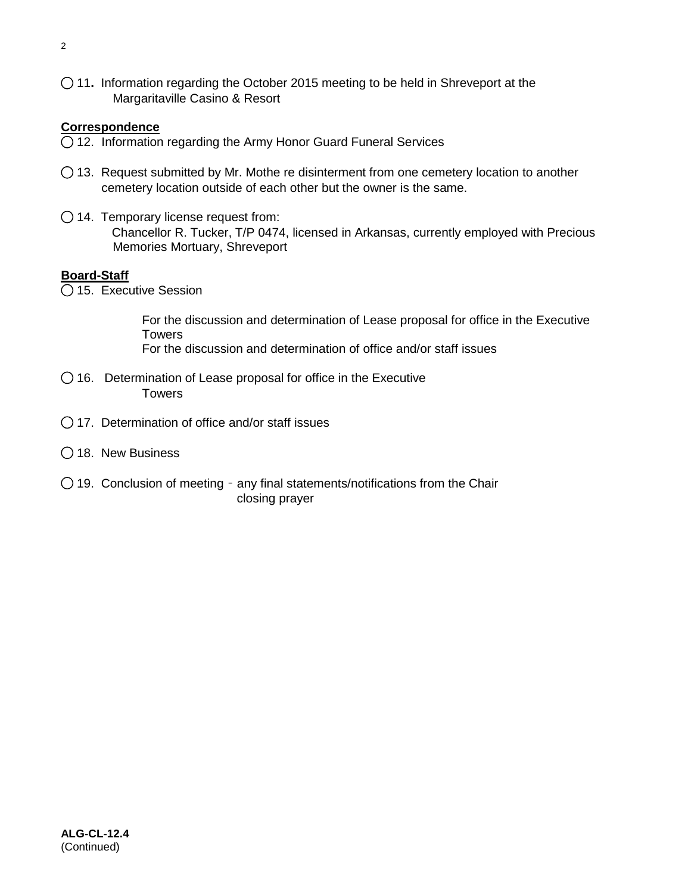◯ 11**.** Information regarding the October 2015 meeting to be held in Shreveport at the Margaritaville Casino & Resort

**Correspondence**

◯ 12. Information regarding the Army Honor Guard Funeral Services

◯ 13. Request submitted by Mr. Mothe re disinterment from one cemetery location to another cemetery location outside of each other but the owner is the same.

◯ 14. Temporary license request from:
Chancellor R. Tucker, T/P 0474, licensed in Arkansas, currently employed with Precious Memories Mortuary, Shreveport

**Board-Staff**

◯ 15. Executive Session

For the discussion and determination of Lease proposal for office in the Executive Towers
For the discussion and determination of office and/or staff issues

◯ 16. Determination of Lease proposal for office in the Executive Towers

◯ 17. Determination of office and/or staff issues

◯ 18. New Business

◯ 19. Conclusion of meeting - any final statements/notifications from the Chair
closing prayer

**ALG-CL-12.4**
(Continued)